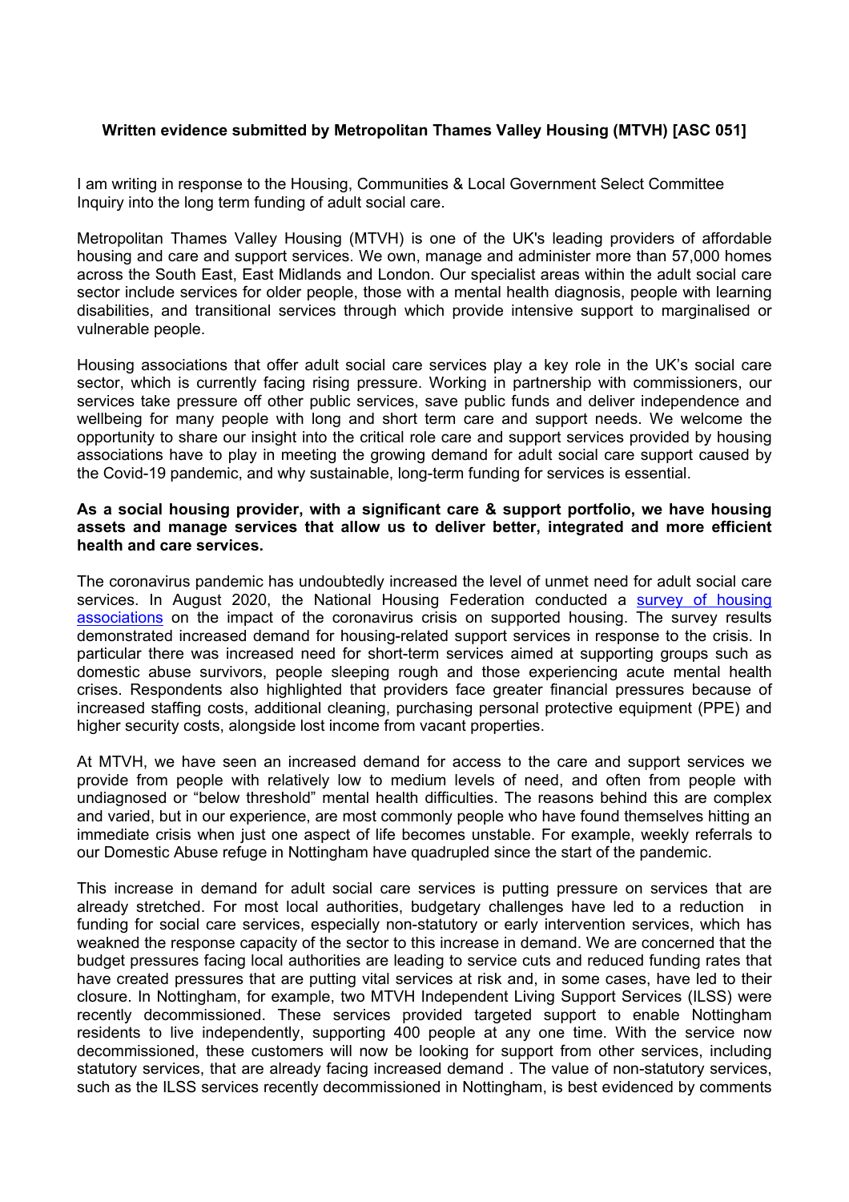**Written evidence submitted by Metropolitan Thames Valley Housing (MTVH) [ASC 051]**

I am writing in response to the Housing, Communities & Local Government Select Committee Inquiry into the long term funding of adult social care.

Metropolitan Thames Valley Housing (MTVH) is one of the UK's leading providers of affordable housing and care and support services. We own, manage and administer more than 57,000 homes across the South East, East Midlands and London. Our specialist areas within the adult social care sector include services for older people, those with a mental health diagnosis, people with learning disabilities, and transitional services through which provide intensive support to marginalised or vulnerable people.

Housing associations that offer adult social care services play a key role in the UK's social care sector, which is currently facing rising pressure. Working in partnership with commissioners, our services take pressure off other public services, save public funds and deliver independence and wellbeing for many people with long and short term care and support needs. We welcome the opportunity to share our insight into the critical role care and support services provided by housing associations have to play in meeting the growing demand for adult social care support caused by the Covid-19 pandemic, and why sustainable, long-term funding for services is essential.

**As a social housing provider, with a significant care & support portfolio, we have housing assets and manage services that allow us to deliver better, integrated and more efficient health and care services.**

The coronavirus pandemic has undoubtedly increased the level of unmet need for adult social care services. In August 2020, the National Housing Federation conducted a survey of housing associations on the impact of the coronavirus crisis on supported housing. The survey results demonstrated increased demand for housing-related support services in response to the crisis. In particular there was increased need for short-term services aimed at supporting groups such as domestic abuse survivors, people sleeping rough and those experiencing acute mental health crises. Respondents also highlighted that providers face greater financial pressures because of increased staffing costs, additional cleaning, purchasing personal protective equipment (PPE) and higher security costs, alongside lost income from vacant properties.

At MTVH, we have seen an increased demand for access to the care and support services we provide from people with relatively low to medium levels of need, and often from people with undiagnosed or "below threshold" mental health difficulties. The reasons behind this are complex and varied, but in our experience, are most commonly people who have found themselves hitting an immediate crisis when just one aspect of life becomes unstable. For example, weekly referrals to our Domestic Abuse refuge in Nottingham have quadrupled since the start of the pandemic.

This increase in demand for adult social care services is putting pressure on services that are already stretched. For most local authorities, budgetary challenges have led to a reduction in funding for social care services, especially non-statutory or early intervention services, which has weakned the response capacity of the sector to this increase in demand. We are concerned that the budget pressures facing local authorities are leading to service cuts and reduced funding rates that have created pressures that are putting vital services at risk and, in some cases, have led to their closure. In Nottingham, for example, two MTVH Independent Living Support Services (ILSS) were recently decommissioned. These services provided targeted support to enable Nottingham residents to live independently, supporting 400 people at any one time. With the service now decommissioned, these customers will now be looking for support from other services, including statutory services, that are already facing increased demand . The value of non-statutory services, such as the ILSS services recently decommissioned in Nottingham, is best evidenced by comments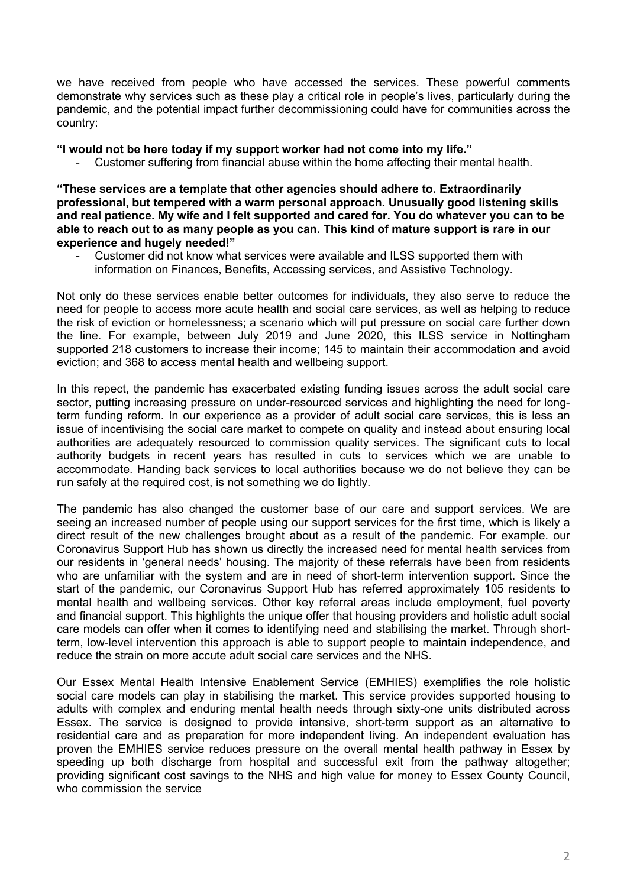we have received from people who have accessed the services. These powerful comments demonstrate why services such as these play a critical role in people's lives, particularly during the pandemic, and the potential impact further decommissioning could have for communities across the country:

**"I would not be here today if my support worker had not come into my life."**

- Customer suffering from financial abuse within the home affecting their mental health.

**"These services are a template that other agencies should adhere to. Extraordinarily professional, but tempered with a warm personal approach. Unusually good listening skills and real patience. My wife and I felt supported and cared for. You do whatever you can to be able to reach out to as many people as you can. This kind of mature support is rare in our experience and hugely needed!"**

- Customer did not know what services were available and ILSS supported them with information on Finances, Benefits, Accessing services, and Assistive Technology.

Not only do these services enable better outcomes for individuals, they also serve to reduce the need for people to access more acute health and social care services, as well as helping to reduce the risk of eviction or homelessness; a scenario which will put pressure on social care further down the line. For example, between July 2019 and June 2020, this ILSS service in Nottingham supported 218 customers to increase their income; 145 to maintain their accommodation and avoid eviction; and 368 to access mental health and wellbeing support.

In this repect, the pandemic has exacerbated existing funding issues across the adult social care sector, putting increasing pressure on under-resourced services and highlighting the need for long-term funding reform. In our experience as a provider of adult social care services, this is less an issue of incentivising the social care market to compete on quality and instead about ensuring local authorities are adequately resourced to commission quality services. The significant cuts to local authority budgets in recent years has resulted in cuts to services which we are unable to accommodate. Handing back services to local authorities because we do not believe they can be run safely at the required cost, is not something we do lightly.

The pandemic has also changed the customer base of our care and support services. We are seeing an increased number of people using our support services for the first time, which is likely a direct result of the new challenges brought about as a result of the pandemic. For example. our Coronavirus Support Hub has shown us directly the increased need for mental health services from our residents in 'general needs' housing. The majority of these referrals have been from residents who are unfamiliar with the system and are in need of short-term intervention support. Since the start of the pandemic, our Coronavirus Support Hub has referred approximately 105 residents to mental health and wellbeing services. Other key referral areas include employment, fuel poverty and financial support. This highlights the unique offer that housing providers and holistic adult social care models can offer when it comes to identifying need and stabilising the market. Through short-term, low-level intervention this approach is able to support people to maintain independence, and reduce the strain on more accute adult social care services and the NHS.

Our Essex Mental Health Intensive Enablement Service (EMHIES) exemplifies the role holistic social care models can play in stabilising the market. This service provides supported housing to adults with complex and enduring mental health needs through sixty-one units distributed across Essex. The service is designed to provide intensive, short-term support as an alternative to residential care and as preparation for more independent living. An independent evaluation has proven the EMHIES service reduces pressure on the overall mental health pathway in Essex by speeding up both discharge from hospital and successful exit from the pathway altogether; providing significant cost savings to the NHS and high value for money to Essex County Council, who commission the service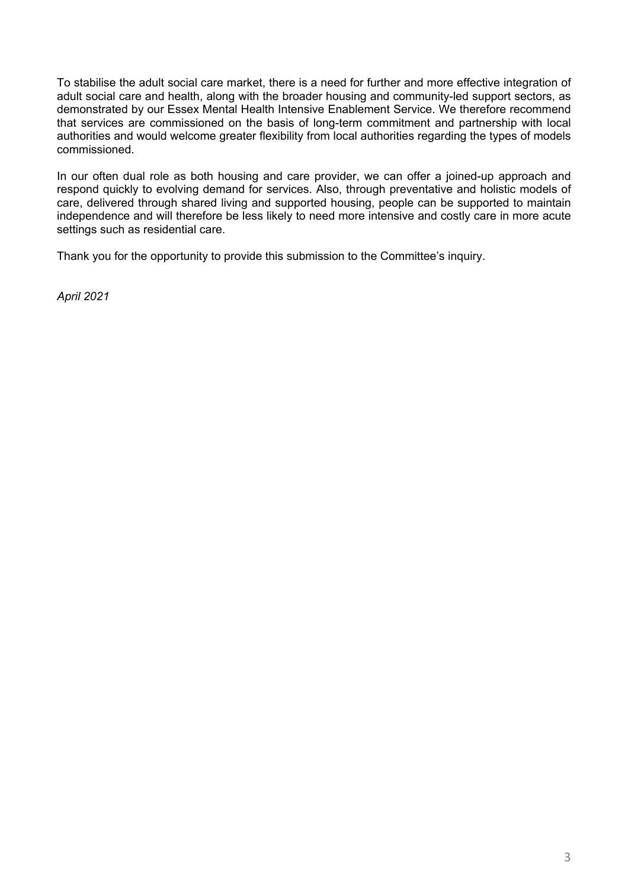To stabilise the adult social care market, there is a need for further and more effective integration of adult social care and health, along with the broader housing and community-led support sectors, as demonstrated by our Essex Mental Health Intensive Enablement Service. We therefore recommend that services are commissioned on the basis of long-term commitment and partnership with local authorities and would welcome greater flexibility from local authorities regarding the types of models commissioned.

In our often dual role as both housing and care provider, we can offer a joined-up approach and respond quickly to evolving demand for services. Also, through preventative and holistic models of care, delivered through shared living and supported housing, people can be supported to maintain independence and will therefore be less likely to need more intensive and costly care in more acute settings such as residential care.

Thank you for the opportunity to provide this submission to the Committee's inquiry.

*April 2021*